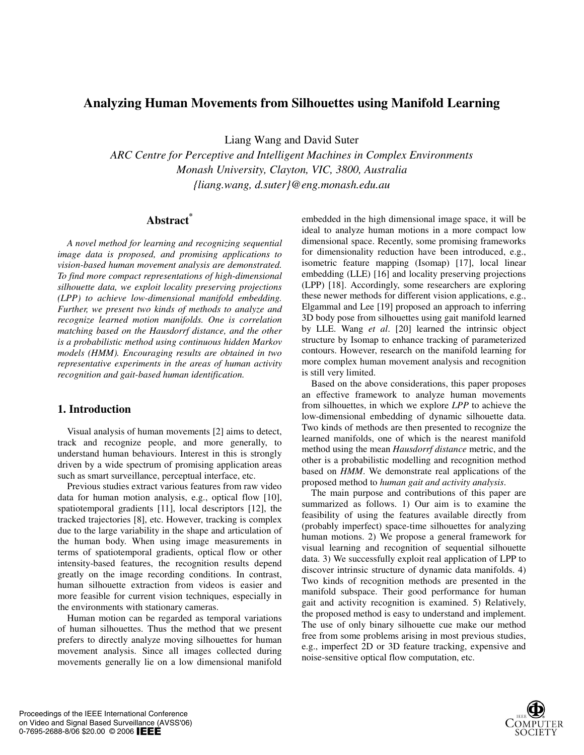# Analyzing Human Movements from Silhouettes using Manifold Learning

Liang Wang and David Suter

*ARC Centre for Perceptive and Intelligent Machines in Complex Environments*
*Monash University, Clayton, VIC, 3800, Australia*
*{liang.wang, d.suter}@eng.monash.edu.au*

## Abstract*

*A novel method for learning and recognizing sequential image data is proposed, and promising applications to vision-based human movement analysis are demonstrated. To find more compact representations of high-dimensional silhouette data, we exploit locality preserving projections (LPP) to achieve low-dimensional manifold embedding. Further, we present two kinds of methods to analyze and recognize learned motion manifolds. One is correlation matching based on the Hausdorrf distance, and the other is a probabilistic method using continuous hidden Markov models (HMM). Encouraging results are obtained in two representative experiments in the areas of human activity recognition and gait-based human identification.*

## 1. Introduction

Visual analysis of human movements [2] aims to detect, track and recognize people, and more generally, to understand human behaviours. Interest in this is strongly driven by a wide spectrum of promising application areas such as smart surveillance, perceptual interface, etc.

Previous studies extract various features from raw video data for human motion analysis, e.g., optical flow [10], spatiotemporal gradients [11], local descriptors [12], the tracked trajectories [8], etc. However, tracking is complex due to the large variability in the shape and articulation of the human body. When using image measurements in terms of spatiotemporal gradients, optical flow or other intensity-based features, the recognition results depend greatly on the image recording conditions. In contrast, human silhouette extraction from videos is easier and more feasible for current vision techniques, especially in the environments with stationary cameras.

Human motion can be regarded as temporal variations of human silhouettes. Thus the method that we present prefers to directly analyze moving silhouettes for human movement analysis. Since all images collected during movements generally lie on a low dimensional manifold embedded in the high dimensional image space, it will be ideal to analyze human motions in a more compact low dimensional space. Recently, some promising frameworks for dimensionality reduction have been introduced, e.g., isometric feature mapping (Isomap) [17], local linear embedding (LLE) [16] and locality preserving projections (LPP) [18]. Accordingly, some researchers are exploring these newer methods for different vision applications, e.g., Elgammal and Lee [19] proposed an approach to inferring 3D body pose from silhouettes using gait manifold learned by LLE. Wang *et al*. [20] learned the intrinsic object structure by Isomap to enhance tracking of parameterized contours. However, research on the manifold learning for more complex human movement analysis and recognition is still very limited.

Based on the above considerations, this paper proposes an effective framework to analyze human movements from silhouettes, in which we explore *LPP* to achieve the low-dimensional embedding of dynamic silhouette data. Two kinds of methods are then presented to recognize the learned manifolds, one of which is the nearest manifold method using the mean *Hausdorrf distance* metric, and the other is a probabilistic modelling and recognition method based on *HMM*. We demonstrate real applications of the proposed method to *human gait and activity analysis*.

The main purpose and contributions of this paper are summarized as follows. 1) Our aim is to examine the feasibility of using the features available directly from (probably imperfect) space-time silhouettes for analyzing human motions. 2) We propose a general framework for visual learning and recognition of sequential silhouette data. 3) We successfully exploit real application of LPP to discover intrinsic structure of dynamic data manifolds. 4) Two kinds of recognition methods are presented in the manifold subspace. Their good performance for human gait and activity recognition is examined. 5) Relatively, the proposed method is easy to understand and implement. The use of only binary silhouette cue make our method free from some problems arising in most previous studies, e.g., imperfect 2D or 3D feature tracking, expensive and noise-sensitive optical flow computation, etc.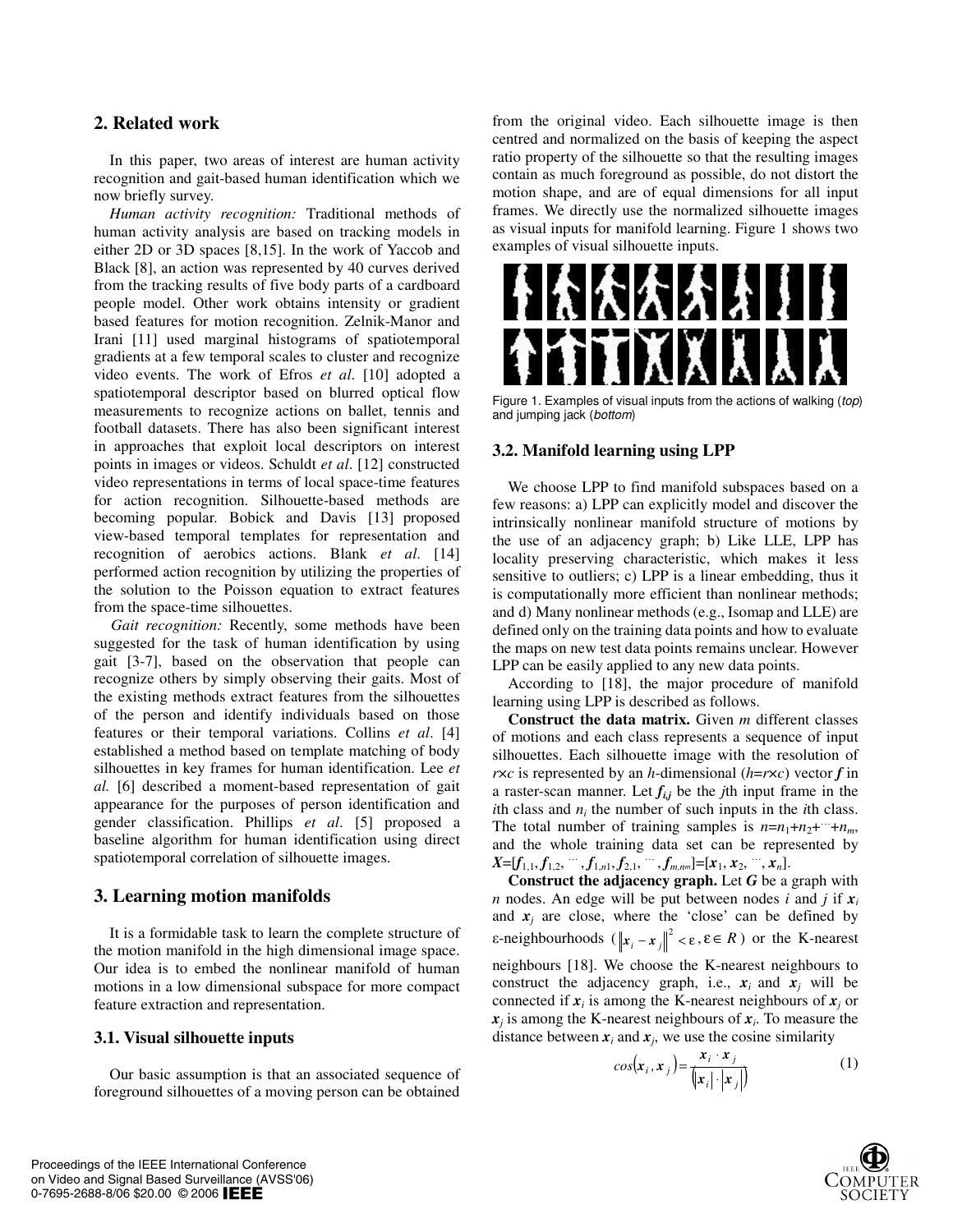## 2. Related work

In this paper, two areas of interest are human activity recognition and gait-based human identification which we now briefly survey.

*Human activity recognition:* Traditional methods of human activity analysis are based on tracking models in either 2D or 3D spaces [8,15]. In the work of Yaccob and Black [8], an action was represented by 40 curves derived from the tracking results of five body parts of a cardboard people model. Other work obtains intensity or gradient based features for motion recognition. Zelnik-Manor and Irani [11] used marginal histograms of spatiotemporal gradients at a few temporal scales to cluster and recognize video events. The work of Efros *et al*. [10] adopted a spatiotemporal descriptor based on blurred optical flow measurements to recognize actions on ballet, tennis and football datasets. There has also been significant interest in approaches that exploit local descriptors on interest points in images or videos. Schuldt *et al*. [12] constructed video representations in terms of local space-time features for action recognition. Silhouette-based methods are becoming popular. Bobick and Davis [13] proposed view-based temporal templates for representation and recognition of aerobics actions. Blank *et al*. [14] performed action recognition by utilizing the properties of the solution to the Poisson equation to extract features from the space-time silhouettes.

*Gait recognition:* Recently, some methods have been suggested for the task of human identification by using gait [3-7], based on the observation that people can recognize others by simply observing their gaits. Most of the existing methods extract features from the silhouettes of the person and identify individuals based on those features or their temporal variations. Collins *et al*. [4] established a method based on template matching of body silhouettes in key frames for human identification. Lee *et al.* [6] described a moment-based representation of gait appearance for the purposes of person identification and gender classification. Phillips *et al*. [5] proposed a baseline algorithm for human identification using direct spatiotemporal correlation of silhouette images.

## 3. Learning motion manifolds

It is a formidable task to learn the complete structure of the motion manifold in the high dimensional image space. Our idea is to embed the nonlinear manifold of human motions in a low dimensional subspace for more compact feature extraction and representation.

### 3.1. Visual silhouette inputs

Our basic assumption is that an associated sequence of foreground silhouettes of a moving person can be obtained from the original video. Each silhouette image is then centred and normalized on the basis of keeping the aspect ratio property of the silhouette so that the resulting images contain as much foreground as possible, do not distort the motion shape, and are of equal dimensions for all input frames. We directly use the normalized silhouette images as visual inputs for manifold learning. Figure 1 shows two examples of visual silhouette inputs.

Figure 1. Examples of visual inputs from the actions of walking (*top*) and jumping jack (*bottom*)

### 3.2. Manifold learning using LPP

We choose LPP to find manifold subspaces based on a few reasons: a) LPP can explicitly model and discover the intrinsically nonlinear manifold structure of motions by the use of an adjacency graph; b) Like LLE, LPP has locality preserving characteristic, which makes it less sensitive to outliers; c) LPP is a linear embedding, thus it is computationally more efficient than nonlinear methods; and d) Many nonlinear methods (e.g., Isomap and LLE) are defined only on the training data points and how to evaluate the maps on new test data points remains unclear. However LPP can be easily applied to any new data points.

According to [18], the major procedure of manifold learning using LPP is described as follows.

**Construct the data matrix.** Given $m$ different classes of motions and each class represents a sequence of input silhouettes. Each silhouette image with the resolution of $r\times c$ is represented by an $h$-dimensional ($h=r\times c$) vector $\boldsymbol{f}$ in a raster-scan manner. Let $\boldsymbol{f}_{i,j}$ be the $j$th input frame in the $i$th class and $n_i$ the number of such inputs in the $i$th class. The total number of training samples is $n=n_1+n_2+\cdots+n_m$, and the whole training data set can be represented by $\boldsymbol{X}=[\boldsymbol{f}_{1,1}, \boldsymbol{f}_{1,2}, \cdots, \boldsymbol{f}_{1,n1}, \boldsymbol{f}_{2,1}, \cdots, \boldsymbol{f}_{m,nm}]=[\boldsymbol{x}_1, \boldsymbol{x}_2, \cdots, \boldsymbol{x}_n]$.

**Construct the adjacency graph.** Let $\boldsymbol{G}$ be a graph with $n$ nodes. An edge will be put between nodes $i$ and $j$ if $\boldsymbol{x}_i$ and $\boldsymbol{x}_j$ are close, where the 'close' can be defined by ε-neighbourhoods ($\left\|\boldsymbol{x}_i - \boldsymbol{x}_j\right\|^2 < \varepsilon, \varepsilon \in R$) or the K-nearest neighbours [18]. We choose the K-nearest neighbours to construct the adjacency graph, i.e., $\boldsymbol{x}_i$ and $\boldsymbol{x}_j$ will be connected if $\boldsymbol{x}_i$ is among the K-nearest neighbours of $\boldsymbol{x}_j$ or $\boldsymbol{x}_j$ is among the K-nearest neighbours of $\boldsymbol{x}_i$. To measure the distance between $\boldsymbol{x}_i$ and $\boldsymbol{x}_j$, we use the cosine similarity

$$cos(\boldsymbol{x}_i, \boldsymbol{x}_j) = \frac{\boldsymbol{x}_i \cdot \boldsymbol{x}_j}{\left(|\boldsymbol{x}_i| \cdot |\boldsymbol{x}_j|\right)} \tag{1}$$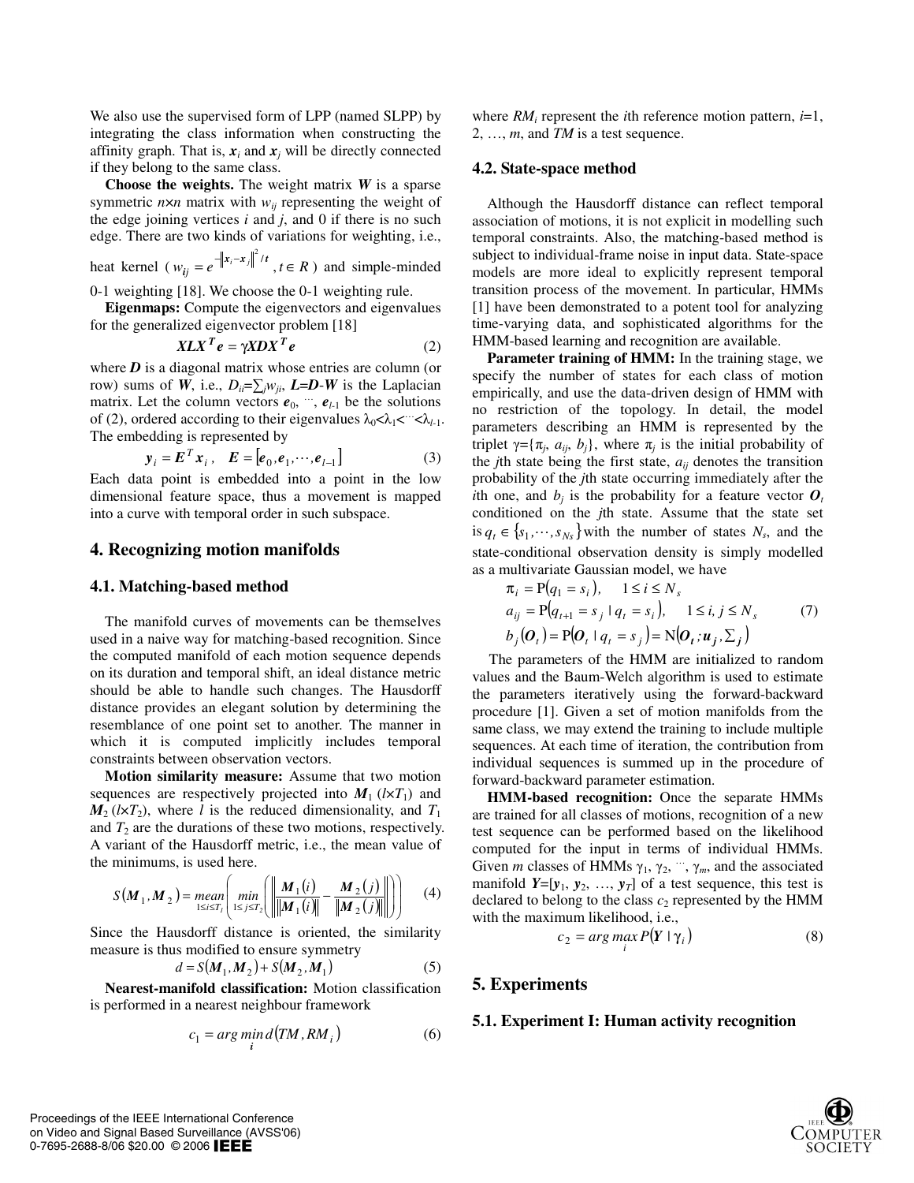We also use the supervised form of LPP (named SLPP) by integrating the class information when constructing the affinity graph. That is, $\boldsymbol{x}_i$ and $\boldsymbol{x}_j$ will be directly connected if they belong to the same class.

**Choose the weights.** The weight matrix $\boldsymbol{W}$ is a sparse symmetric $n \times n$ matrix with $w_{ij}$ representing the weight of the edge joining vertices $i$ and $j$, and 0 if there is no such edge. There are two kinds of variations for weighting, i.e., heat kernel ( $w_{ij} = e^{-\|x_i - x_j\|^2/t}, t \in R$ ) and simple-minded 0-1 weighting [18]. We choose the 0-1 weighting rule.

**Eigenmaps:** Compute the eigenvectors and eigenvalues for the generalized eigenvector problem [18]

$$\boldsymbol{XLX}^T\boldsymbol{e} = \gamma \boldsymbol{XDX}^T\boldsymbol{e} \tag{2}$$

where $\boldsymbol{D}$ is a diagonal matrix whose entries are column (or row) sums of $\boldsymbol{W}$, i.e., $D_{ii}=\sum_j w_{ji}$, $\boldsymbol{L}=\boldsymbol{D}-\boldsymbol{W}$ is the Laplacian matrix. Let the column vectors $\boldsymbol{e}_0, \cdots, \boldsymbol{e}_{l-1}$ be the solutions of (2), ordered according to their eigenvalues $\lambda_0<\lambda_1<\cdots<\lambda_{l-1}$. The embedding is represented by

$$\boldsymbol{y}_i = \boldsymbol{E}^T\boldsymbol{x}_i, \quad \boldsymbol{E} = [\boldsymbol{e}_0, \boldsymbol{e}_1, \cdots, \boldsymbol{e}_{l-1}] \tag{3}$$

Each data point is embedded into a point in the low dimensional feature space, thus a movement is mapped into a curve with temporal order in such subspace.

## 4. Recognizing motion manifolds

### 4.1. Matching-based method

The manifold curves of movements can be themselves used in a naive way for matching-based recognition. Since the computed manifold of each motion sequence depends on its duration and temporal shift, an ideal distance metric should be able to handle such changes. The Hausdorff distance provides an elegant solution by determining the resemblance of one point set to another. The manner in which it is computed implicitly includes temporal constraints between observation vectors.

**Motion similarity measure:** Assume that two motion sequences are respectively projected into $\boldsymbol{M}_1$ ($l \times T_1$) and $\boldsymbol{M}_2$ ($l \times T_2$), where $l$ is the reduced dimensionality, and $T_1$ and $T_2$ are the durations of these two motions, respectively. A variant of the Hausdorff metric, i.e., the mean value of the minimums, is used here.

$$S(\boldsymbol{M}_1, \boldsymbol{M}_2) = \underset{1 \le i \le T_1}{mean}\left(\underset{1 \le j \le T_2}{min}\left(\left\|\frac{\boldsymbol{M}_1(i)}{\|\boldsymbol{M}_1(i)\|} - \frac{\boldsymbol{M}_2(j)}{\|\boldsymbol{M}_2(j)\|}\right\|\right)\right) \tag{4}$$

Since the Hausdorff distance is oriented, the similarity measure is thus modified to ensure symmetry

$$d = S(\boldsymbol{M}_1, \boldsymbol{M}_2) + S(\boldsymbol{M}_2, \boldsymbol{M}_1) \tag{5}$$

**Nearest-manifold classification:** Motion classification is performed in a nearest neighbour framework

$$c_1 = \arg\min_{i} d(TM, RM_i) \tag{6}$$

where $RM_i$ represent the $i$th reference motion pattern, $i$=1, 2, …, $m$, and $TM$ is a test sequence.

### 4.2. State-space method

Although the Hausdorff distance can reflect temporal association of motions, it is not explicit in modelling such temporal constraints. Also, the matching-based method is subject to individual-frame noise in input data. State-space models are more ideal to explicitly represent temporal transition process of the movement. In particular, HMMs [1] have been demonstrated to a potent tool for analyzing time-varying data, and sophisticated algorithms for the HMM-based learning and recognition are available.

**Parameter training of HMM:** In the training stage, we specify the number of states for each class of motion empirically, and use the data-driven design of HMM with no restriction of the topology. In detail, the model parameters describing an HMM is represented by the triplet $\gamma=\{\pi_j, a_{ij}, b_j\}$, where $\pi_j$ is the initial probability of the $j$th state being the first state, $a_{ij}$ denotes the transition probability of the $j$th state occurring immediately after the $i$th one, and $b_j$ is the probability for a feature vector $\boldsymbol{O}_t$ conditioned on the $j$th state. Assume that the state set is $q_t \in \{s_1, \cdots, s_{Ns}\}$ with the number of states $N_s$, and the state-conditional observation density is simply modelled as a multivariate Gaussian model, we have

$$\begin{aligned}
\pi_i &= P(q_1 = s_i), \quad 1 \le i \le N_s \\
a_{ij} &= P(q_{t+1} = s_j \mid q_t = s_i), \quad 1 \le i, j \le N_s \\
b_j(\boldsymbol{O}_t) &= P(\boldsymbol{O}_t \mid q_t = s_j) = N(\boldsymbol{O}_t; \boldsymbol{u}_j, \Sigma_j)
\end{aligned} \tag{7}$$

The parameters of the HMM are initialized to random values and the Baum-Welch algorithm is used to estimate the parameters iteratively using the forward-backward procedure [1]. Given a set of motion manifolds from the same class, we may extend the training to include multiple sequences. At each time of iteration, the contribution from individual sequences is summed up in the procedure of forward-backward parameter estimation.

**HMM-based recognition:** Once the separate HMMs are trained for all classes of motions, recognition of a new test sequence can be performed based on the likelihood computed for the input in terms of individual HMMs. Given $m$ classes of HMMs $\gamma_1, \gamma_2, \cdots, \gamma_m$, and the associated manifold $\boldsymbol{Y}=[\boldsymbol{y}_1, \boldsymbol{y}_2, \ldots, \boldsymbol{y}_T]$ of a test sequence, this test is declared to belong to the class $c_2$ represented by the HMM with the maximum likelihood, i.e.,

$$c_2 = \arg\max_{i} P(\boldsymbol{Y} \mid \gamma_i) \tag{8}$$

## 5. Experiments

### 5.1. Experiment I: Human activity recognition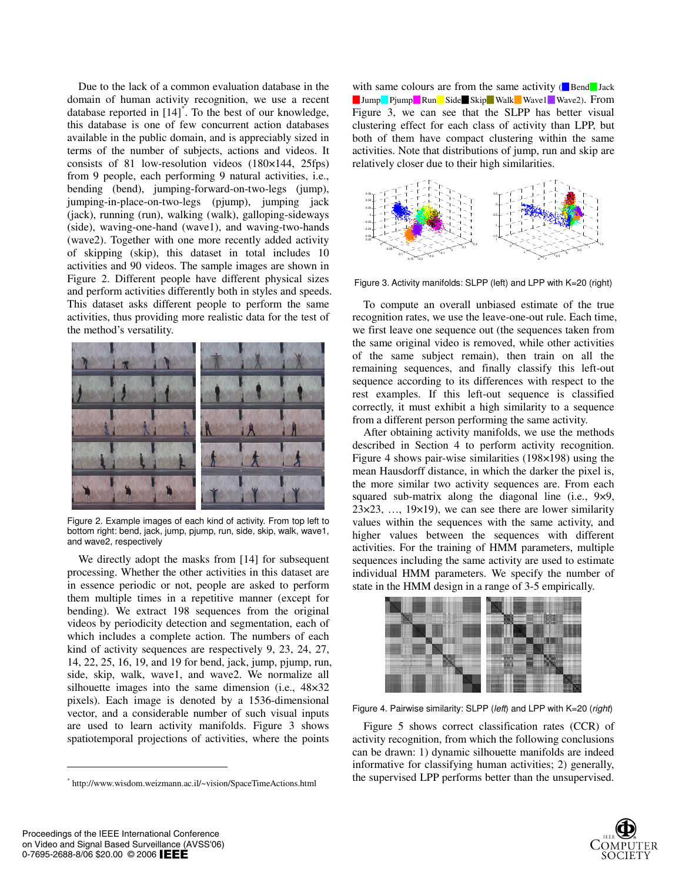Due to the lack of a common evaluation database in the domain of human activity recognition, we use a recent database reported in [14][*]. To the best of our knowledge, this database is one of few concurrent action databases available in the public domain, and is appreciably sized in terms of the number of subjects, actions and videos. It consists of 81 low-resolution videos (180×144, 25fps) from 9 people, each performing 9 natural activities, i.e., bending (bend), jumping-forward-on-two-legs (jump), jumping-in-place-on-two-legs (pjump), jumping jack (jack), running (run), walking (walk), galloping-sideways (side), waving-one-hand (wave1), and waving-two-hands (wave2). Together with one more recently added activity of skipping (skip), this dataset in total includes 10 activities and 90 videos. The sample images are shown in Figure 2. Different people have different physical sizes and perform activities differently both in styles and speeds. This dataset asks different people to perform the same activities, thus providing more realistic data for the test of the method's versatility.

Figure 2. Example images of each kind of activity. From top left to bottom right: bend, jack, jump, pjump, run, side, skip, walk, wave1, and wave2, respectively

We directly adopt the masks from [14] for subsequent processing. Whether the other activities in this dataset are in essence periodic or not, people are asked to perform them multiple times in a repetitive manner (except for bending). We extract 198 sequences from the original videos by periodicity detection and segmentation, each of which includes a complete action. The numbers of each kind of activity sequences are respectively 9, 23, 24, 27, 14, 22, 25, 16, 19, and 19 for bend, jack, jump, pjump, run, side, skip, walk, wave1, and wave2. We normalize all silhouette images into the same dimension (i.e., 48×32 pixels). Each image is denoted by a 1536-dimensional vector, and a considerable number of such visual inputs are used to learn activity manifolds. Figure 3 shows spatiotemporal projections of activities, where the points with same colours are from the same activity (Bend, Jack, Jump, Pjump, Run, Side, Skip, Walk, Wave1, Wave2). From Figure 3, we can see that the SLPP has better visual clustering effect for each class of activity than LPP, but both of them have compact clustering within the same activities. Note that distributions of jump, run and skip are relatively closer due to their high similarities.

Figure 3. Activity manifolds: SLPP (left) and LPP with K=20 (right)

To compute an overall unbiased estimate of the true recognition rates, we use the leave-one-out rule. Each time, we first leave one sequence out (the sequences taken from the same original video is removed, while other activities of the same subject remain), then train on all the remaining sequences, and finally classify this left-out sequence according to its differences with respect to the rest examples. If this left-out sequence is classified correctly, it must exhibit a high similarity to a sequence from a different person performing the same activity.

After obtaining activity manifolds, we use the methods described in Section 4 to perform activity recognition. Figure 4 shows pair-wise similarities (198×198) using the mean Hausdorff distance, in which the darker the pixel is, the more similar two activity sequences are. From each squared sub-matrix along the diagonal line (i.e., 9×9, 23×23, …, 19×19), we can see there are lower similarity values within the sequences with the same activity, and higher values between the sequences with different activities. For the training of HMM parameters, multiple sequences including the same activity are used to estimate individual HMM parameters. We specify the number of state in the HMM design in a range of 3-5 empirically.

Figure 4. Pairwise similarity: SLPP (*left*) and LPP with K=20 (*right*)

Figure 5 shows correct classification rates (CCR) of activity recognition, from which the following conclusions can be drawn: 1) dynamic silhouette manifolds are indeed informative for classifying human activities; 2) generally, the supervised LPP performs better than the unsupervised.

[*] http://www.wisdom.weizmann.ac.il/~vision/SpaceTimeActions.html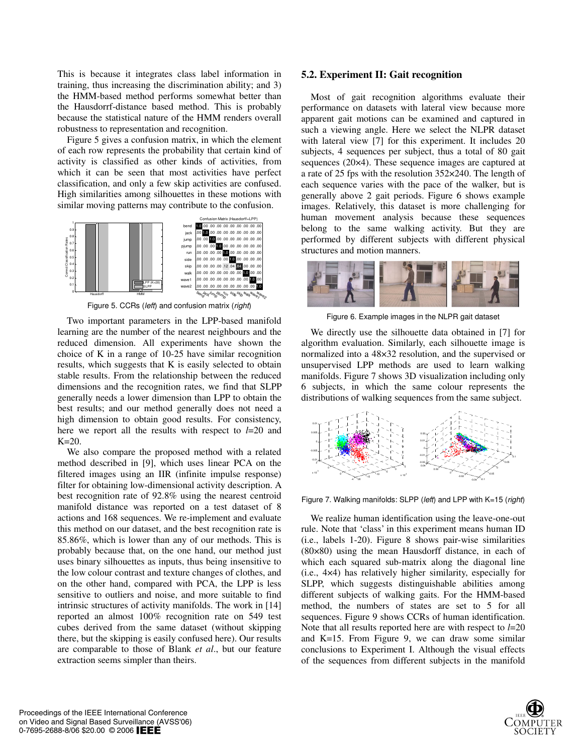This is because it integrates class label information in training, thus increasing the discrimination ability; and 3) the HMM-based method performs somewhat better than the Hausdorrf-distance based method. This is probably because the statistical nature of the HMM renders overall robustness to representation and recognition.

Figure 5 gives a confusion matrix, in which the element of each row represents the probability that certain kind of activity is classified as other kinds of activities, from which it can be seen that most activities have perfect classification, and only a few skip activities are confused. High similarities among silhouettes in these motions with similar moving patterns may contribute to the confusion.

Figure 5. CCRs (*left*) and confusion matrix (*right*)

Two important parameters in the LPP-based manifold learning are the number of the nearest neighbours and the reduced dimension. All experiments have shown the choice of K in a range of 10-25 have similar recognition results, which suggests that K is easily selected to obtain stable results. From the relationship between the reduced dimensions and the recognition rates, we find that SLPP generally needs a lower dimension than LPP to obtain the best results; and our method generally does not need a high dimension to obtain good results. For consistency, here we report all the results with respect to *l*=20 and K=20.

We also compare the proposed method with a related method described in [9], which uses linear PCA on the filtered images using an IIR (infinite impulse response) filter for obtaining low-dimensional activity description. A best recognition rate of 92.8% using the nearest centroid manifold distance was reported on a test dataset of 8 actions and 168 sequences. We re-implement and evaluate this method on our dataset, and the best recognition rate is 85.86%, which is lower than any of our methods. This is probably because that, on the one hand, our method just uses binary silhouettes as inputs, thus being insensitive to the low colour contrast and texture changes of clothes, and on the other hand, compared with PCA, the LPP is less sensitive to outliers and noise, and more suitable to find intrinsic structures of activity manifolds. The work in [14] reported an almost 100% recognition rate on 549 test cubes derived from the same dataset (without skipping there, but the skipping is easily confused here). Our results are comparable to those of Blank *et al*., but our feature extraction seems simpler than theirs.

## 5.2. Experiment II: Gait recognition

Most of gait recognition algorithms evaluate their performance on datasets with lateral view because more apparent gait motions can be examined and captured in such a viewing angle. Here we select the NLPR dataset with lateral view [7] for this experiment. It includes 20 subjects, 4 sequences per subject, thus a total of 80 gait sequences (20×4). These sequence images are captured at a rate of 25 fps with the resolution 352×240. The length of each sequence varies with the pace of the walker, but is generally above 2 gait periods. Figure 6 shows example images. Relatively, this dataset is more challenging for human movement analysis because these sequences belong to the same walking activity. But they are performed by different subjects with different physical structures and motion manners.

Figure 6. Example images in the NLPR gait dataset

We directly use the silhouette data obtained in [7] for algorithm evaluation. Similarly, each silhouette image is normalized into a 48×32 resolution, and the supervised or unsupervised LPP methods are used to learn walking manifolds. Figure 7 shows 3D visualization including only 6 subjects, in which the same colour represents the distributions of walking sequences from the same subject.

Figure 7. Walking manifolds: SLPP (*left*) and LPP with K=15 (*right*)

We realize human identification using the leave-one-out rule. Note that 'class' in this experiment means human ID (i.e., labels 1-20). Figure 8 shows pair-wise similarities (80×80) using the mean Hausdorff distance, in each of which each squared sub-matrix along the diagonal line (i.e., 4×4) has relatively higher similarity, especially for SLPP, which suggests distinguishable abilities among different subjects of walking gaits. For the HMM-based method, the numbers of states are set to 5 for all sequences. Figure 9 shows CCRs of human identification. Note that all results reported here are with respect to *l*=20 and K=15. From Figure 9, we can draw some similar conclusions to Experiment I. Although the visual effects of the sequences from different subjects in the manifold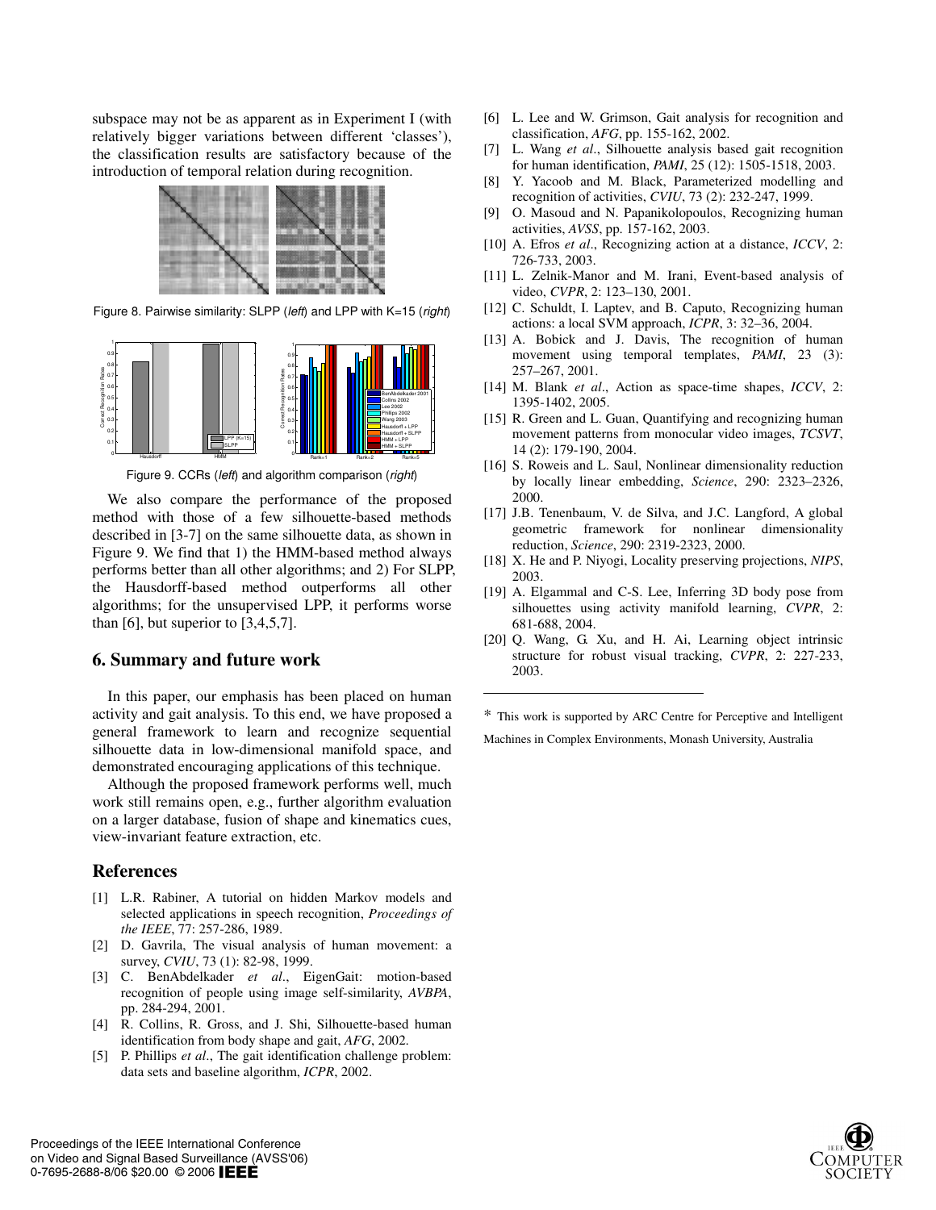subspace may not be as apparent as in Experiment I (with relatively bigger variations between different 'classes'), the classification results are satisfactory because of the introduction of temporal relation during recognition.

Figure 8. Pairwise similarity: SLPP (*left*) and LPP with K=15 (*right*)

Correct Recognition Rates

Hausdorff

HMM

LPP (K=15)

SLPP

BenAbdelkader 2001

Collins 2002

Lee 2002

Phillips 2002

Wang 2003

Hausdorff + LPP

Hausdorff + SLPP

HMM + LPP

HMM + SLPP

Rank=1

Rank=2

Rank=5

Figure 9. CCRs (*left*) and algorithm comparison (*right*)

We also compare the performance of the proposed method with those of a few silhouette-based methods described in [3-7] on the same silhouette data, as shown in Figure 9. We find that 1) the HMM-based method always performs better than all other algorithms; and 2) For SLPP, the Hausdorff-based method outperforms all other algorithms; for the unsupervised LPP, it performs worse than [6], but superior to [3,4,5,7].

## 6. Summary and future work

In this paper, our emphasis has been placed on human activity and gait analysis. To this end, we have proposed a general framework to learn and recognize sequential silhouette data in low-dimensional manifold space, and demonstrated encouraging applications of this technique.

Although the proposed framework performs well, much work still remains open, e.g., further algorithm evaluation on a larger database, fusion of shape and kinematics cues, view-invariant feature extraction, etc.

## References

[1] L.R. Rabiner, A tutorial on hidden Markov models and selected applications in speech recognition, *Proceedings of the IEEE*, 77: 257-286, 1989.

[2] D. Gavrila, The visual analysis of human movement: a survey, *CVIU*, 73 (1): 82-98, 1999.

[3] C. BenAbdelkader *et al*., EigenGait: motion-based recognition of people using image self-similarity, *AVBPA*, pp. 284-294, 2001.

[4] R. Collins, R. Gross, and J. Shi, Silhouette-based human identification from body shape and gait, *AFG*, 2002.

[5] P. Phillips *et al*., The gait identification challenge problem: data sets and baseline algorithm, *ICPR*, 2002.

[6] L. Lee and W. Grimson, Gait analysis for recognition and classification, *AFG*, pp. 155-162, 2002.

[7] L. Wang *et al*., Silhouette analysis based gait recognition for human identification, *PAMI*, 25 (12): 1505-1518, 2003.

[8] Y. Yacoob and M. Black, Parameterized modelling and recognition of activities, *CVIU*, 73 (2): 232-247, 1999.

[9] O. Masoud and N. Papanikolopoulos, Recognizing human activities, *AVSS*, pp. 157-162, 2003.

[10] A. Efros *et al*., Recognizing action at a distance, *ICCV*, 2: 726-733, 2003.

[11] L. Zelnik-Manor and M. Irani, Event-based analysis of video, *CVPR*, 2: 123–130, 2001.

[12] C. Schuldt, I. Laptev, and B. Caputo, Recognizing human actions: a local SVM approach, *ICPR*, 3: 32–36, 2004.

[13] A. Bobick and J. Davis, The recognition of human movement using temporal templates, *PAMI*, 23 (3): 257–267, 2001.

[14] M. Blank *et al*., Action as space-time shapes, *ICCV*, 2: 1395-1402, 2005.

[15] R. Green and L. Guan, Quantifying and recognizing human movement patterns from monocular video images, *TCSVT*, 14 (2): 179-190, 2004.

[16] S. Roweis and L. Saul, Nonlinear dimensionality reduction by locally linear embedding, *Science*, 290: 2323–2326, 2000.

[17] J.B. Tenenbaum, V. de Silva, and J.C. Langford, A global geometric framework for nonlinear dimensionality reduction, *Science*, 290: 2319-2323, 2000.

[18] X. He and P. Niyogi, Locality preserving projections, *NIPS*, 2003.

[19] A. Elgammal and C-S. Lee, Inferring 3D body pose from silhouettes using activity manifold learning, *CVPR*, 2: 681-688, 2004.

[20] Q. Wang, G. Xu, and H. Ai, Learning object intrinsic structure for robust visual tracking, *CVPR*, 2: 227-233, 2003.

---

\* This work is supported by ARC Centre for Perceptive and Intelligent Machines in Complex Environments, Monash University, Australia